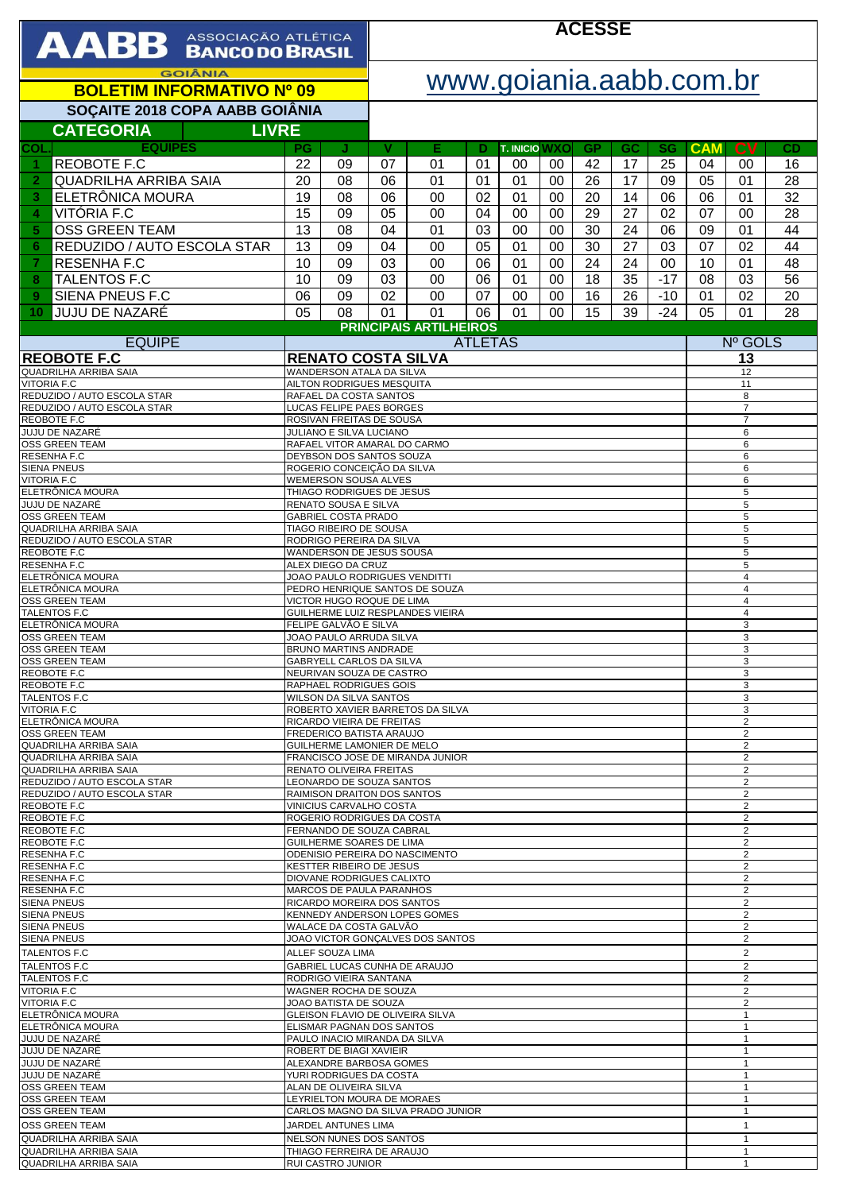# AABB ASSOCIAÇÃO ATLÉTICA BANCO DO BRASIL

GOIÂNIA

**BOLETIM INFORMATIVO Nº 09**

**ACESSE**

www.goiania.aabb.com.br

## SOÇAITE 2018 COPA AABB GOIÂNIA

**CATEGORIA LIVRE**

| COL. | EQUIPES | PG | J | V | E | D | T. INICIO | WXO | GP | GC | SG | CAM | CV | CD |
|---|---|---|---|---|---|---|---|---|---|---|---|---|---|---|
| 1 | REOBOTE F.C | 22 | 09 | 07 | 01 | 01 | 00 | 00 | 42 | 17 | 25 | 04 | 00 | 16 |
| 2 | QUADRILHA ARRIBA SAIA | 20 | 08 | 06 | 01 | 01 | 01 | 00 | 26 | 17 | 09 | 05 | 01 | 28 |
| 3 | ELETRÔNICA MOURA | 19 | 08 | 06 | 00 | 02 | 01 | 00 | 20 | 14 | 06 | 06 | 01 | 32 |
| 4 | VITÓRIA F.C | 15 | 09 | 05 | 00 | 04 | 00 | 00 | 29 | 27 | 02 | 07 | 00 | 28 |
| 5 | OSS GREEN TEAM | 13 | 08 | 04 | 01 | 03 | 00 | 00 | 30 | 24 | 06 | 09 | 01 | 44 |
| 6 | REDUZIDO / AUTO ESCOLA STAR | 13 | 09 | 04 | 00 | 05 | 01 | 00 | 30 | 27 | 03 | 07 | 02 | 44 |
| 7 | RESENHA F.C | 10 | 09 | 03 | 00 | 06 | 01 | 00 | 24 | 24 | 00 | 10 | 01 | 48 |
| 8 | TALENTOS F.C | 10 | 09 | 03 | 00 | 06 | 01 | 00 | 18 | 35 | -17 | 08 | 03 | 56 |
| 9 | SIENA PNEUS F.C | 06 | 09 | 02 | 00 | 07 | 00 | 00 | 16 | 26 | -10 | 01 | 02 | 20 |
| 10 | JUJU DE NAZARÉ | 05 | 08 | 01 | 01 | 06 | 01 | 00 | 15 | 39 | -24 | 05 | 01 | 28 |

## PRINCIPAIS ARTILHEIROS

| EQUIPE | ATLETAS | Nº GOLS |
|---|---|---|
| **REOBOTE F.C** | **RENATO COSTA SILVA** | **13** |
| QUADRILHA ARRIBA SAIA | WANDERSON ATALA DA SILVA | 12 |
| VITORIA F.C | AILTON RODRIGUES MESQUITA | 11 |
| REDUZIDO / AUTO ESCOLA STAR | RAFAEL DA COSTA SANTOS | 8 |
| REDUZIDO / AUTO ESCOLA STAR | LUCAS FELIPE PAES BORGES | 7 |
| REOBOTE F.C | ROSIVAN FREITAS DE SOUSA | 7 |
| JUJU DE NAZARÉ | JULIANO E SILVA LUCIANO | 6 |
| OSS GREEN TEAM | RAFAEL VITOR AMARAL DO CARMO | 6 |
| RESENHA F.C | DEYBSON DOS SANTOS SOUZA | 6 |
| SIENA PNEUS | ROGERIO CONCEIÇÃO DA SILVA | 6 |
| VITORIA F.C | WEMERSON SOUSA ALVES | 6 |
| ELETRÔNICA MOURA | THIAGO RODRIGUES DE JESUS | 5 |
| JUJU DE NAZARÉ | RENATO SOUSA E SILVA | 5 |
| OSS GREEN TEAM | GABRIEL COSTA PRADO | 5 |
| QUADRILHA ARRIBA SAIA | TIAGO RIBEIRO DE SOUSA | 5 |
| REDUZIDO / AUTO ESCOLA STAR | RODRIGO PEREIRA DA SILVA | 5 |
| REOBOTE F.C | WANDERSON DE JESUS SOUSA | 5 |
| RESENHA F.C | ALEX DIEGO DA CRUZ | 5 |
| ELETRÔNICA MOURA | JOAO PAULO RODRIGUES VENDITTI | 4 |
| ELETRÔNICA MOURA | PEDRO HENRIQUE SANTOS DE SOUZA | 4 |
| OSS GREEN TEAM | VICTOR HUGO ROQUE DE LIMA | 4 |
| TALENTOS F.C | GUILHERME LUIZ RESPLANDES VIEIRA | 4 |
| ELETRÔNICA MOURA | FELIPE GALVÃO E SILVA | 3 |
| OSS GREEN TEAM | JOAO PAULO ARRUDA SILVA | 3 |
| OSS GREEN TEAM | BRUNO MARTINS ANDRADE | 3 |
| OSS GREEN TEAM | GABRYELL CARLOS DA SILVA | 3 |
| REOBOTE F.C | NEURIVAN SOUZA DE CASTRO | 3 |
| REOBOTE F.C | RAPHAEL RODRIGUES GOIS | 3 |
| TALENTOS F.C | WILSON DA SILVA SANTOS | 3 |
| VITORIA F.C | ROBERTO XAVIER BARRETOS DA SILVA | 3 |
| ELETRÔNICA MOURA | RICARDO VIEIRA DE FREITAS | 2 |
| OSS GREEN TEAM | FREDERICO BATISTA ARAUJO | 2 |
| QUADRILHA ARRIBA SAIA | GUILHERME LAMONIER DE MELO | 2 |
| QUADRILHA ARRIBA SAIA | FRANCISCO JOSE DE MIRANDA JUNIOR | 2 |
| QUADRILHA ARRIBA SAIA | RENATO OLIVEIRA FREITAS | 2 |
| REDUZIDO / AUTO ESCOLA STAR | LEONARDO DE SOUZA SANTOS | 2 |
| REDUZIDO / AUTO ESCOLA STAR | RAIMISON DRAITON DOS SANTOS | 2 |
| REOBOTE F.C | VINICIUS CARVALHO COSTA | 2 |
| REOBOTE F.C | ROGERIO RODRIGUES DA COSTA | 2 |
| REOBOTE F.C | FERNANDO DE SOUZA CABRAL | 2 |
| REOBOTE F.C | GUILHERME SOARES DE LIMA | 2 |
| RESENHA F.C | ODENISIO PEREIRA DO NASCIMENTO | 2 |
| RESENHA F.C | KESTTER RIBEIRO DE JESUS | 2 |
| RESENHA F.C | DIOVANE RODRIGUES CALIXTO | 2 |
| RESENHA F.C | MARCOS DE PAULA PARANHOS | 2 |
| SIENA PNEUS | RICARDO MOREIRA DOS SANTOS | 2 |
| SIENA PNEUS | KENNEDY ANDERSON LOPES GOMES | 2 |
| SIENA PNEUS | WALACE DA COSTA GALVÃO | 2 |
| SIENA PNEUS | JOAO VICTOR GONÇALVES DOS SANTOS | 2 |
| TALENTOS F.C | ALLEF SOUZA LIMA | 2 |
| TALENTOS F.C | GABRIEL LUCAS CUNHA DE ARAUJO | 2 |
| TALENTOS F.C | RODRIGO VIEIRA SANTANA | 2 |
| VITORIA F.C | WAGNER ROCHA DE SOUZA | 2 |
| VITORIA F.C | JOAO BATISTA DE SOUZA | 2 |
| ELETRÔNICA MOURA | GLEISON FLAVIO DE OLIVEIRA SILVA | 1 |
| ELETRÔNICA MOURA | ELISMAR PAGNAN DOS SANTOS | 1 |
| JUJU DE NAZARÉ | PAULO INACIO MIRANDA DA SILVA | 1 |
| JUJU DE NAZARÉ | ROBERT DE BIAGI XAVIEIR | 1 |
| JUJU DE NAZARÉ | ALEXANDRE BARBOSA GOMES | 1 |
| JUJU DE NAZARÉ | YURI RODRIGUES DA COSTA | 1 |
| OSS GREEN TEAM | ALAN DE OLIVEIRA SILVA | 1 |
| OSS GREEN TEAM | LEYRIELTON MOURA DE MORAES | 1 |
| OSS GREEN TEAM | CARLOS MAGNO DA SILVA PRADO JUNIOR | 1 |
| OSS GREEN TEAM | JARDEL ANTUNES LIMA | 1 |
| QUADRILHA ARRIBA SAIA | NELSON NUNES DOS SANTOS | 1 |
| QUADRILHA ARRIBA SAIA | THIAGO FERREIRA DE ARAUJO | 1 |
| QUADRILHA ARRIBA SAIA | RUI CASTRO JUNIOR | 1 |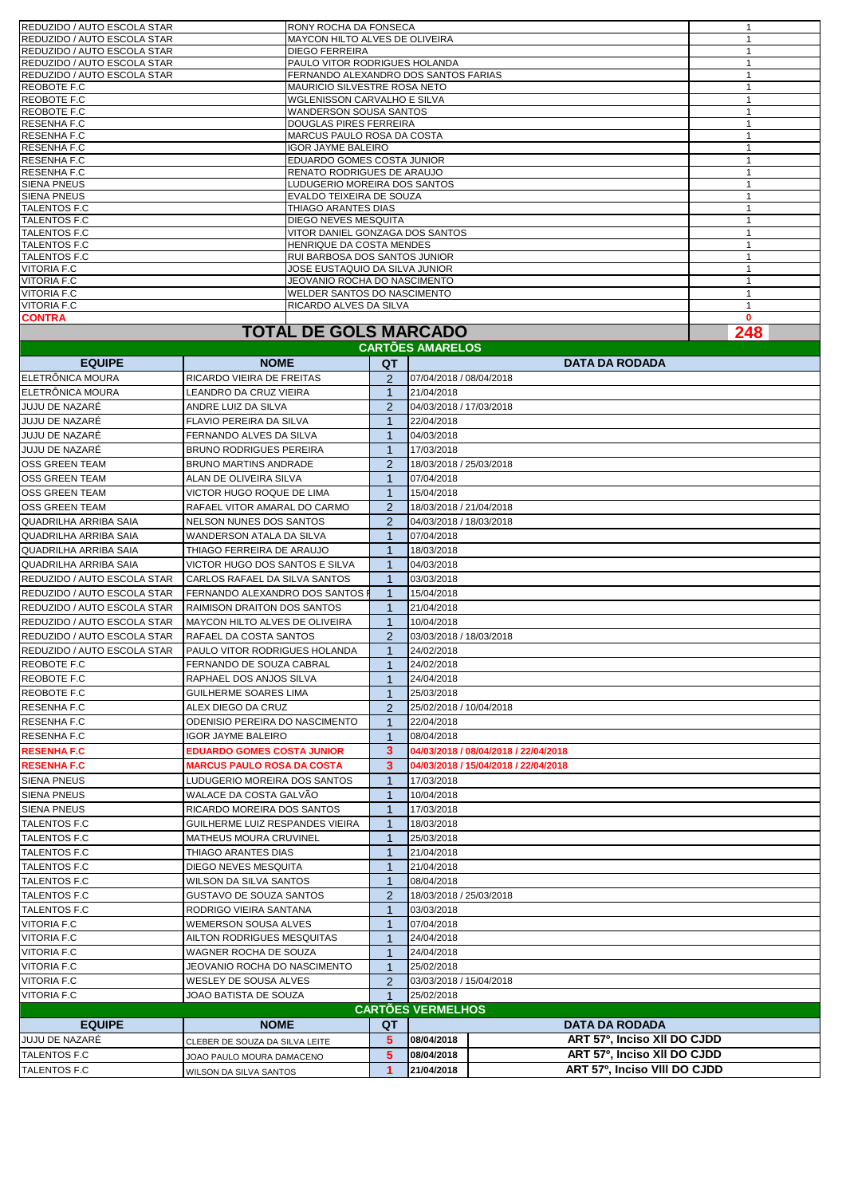| EQUIPE | NOME | GOLS |
|---|---|---|
| REDUZIDO / AUTO ESCOLA STAR | RONY ROCHA DA FONSECA | 1 |
| REDUZIDO / AUTO ESCOLA STAR | MAYCON HILTO ALVES DE OLIVEIRA | 1 |
| REDUZIDO / AUTO ESCOLA STAR | DIEGO FERREIRA | 1 |
| REDUZIDO / AUTO ESCOLA STAR | PAULO VITOR RODRIGUES HOLANDA | 1 |
| REDUZIDO / AUTO ESCOLA STAR | FERNANDO ALEXANDRO DOS SANTOS FARIAS | 1 |
| REOBOTE F.C | MAURICIO SILVESTRE ROSA NETO | 1 |
| REOBOTE F.C | WGLENISSON CARVALHO E SILVA | 1 |
| REOBOTE F.C | WANDERSON SOUSA SANTOS | 1 |
| RESENHA F.C | DOUGLAS PIRES FERREIRA | 1 |
| RESENHA F.C | MARCUS PAULO ROSA DA COSTA | 1 |
| RESENHA F.C | IGOR JAYME BALEIRO | 1 |
| RESENHA F.C | EDUARDO GOMES COSTA JUNIOR | 1 |
| RESENHA F.C | RENATO RODRIGUES DE ARAUJO | 1 |
| SIENA PNEUS | LUDUGERIO MOREIRA DOS SANTOS | 1 |
| SIENA PNEUS | EVALDO TEIXEIRA DE SOUZA | 1 |
| TALENTOS F.C | THIAGO ARANTES DIAS | 1 |
| TALENTOS F.C | DIEGO NEVES MESQUITA | 1 |
| TALENTOS F.C | VITOR DANIEL GONZAGA DOS SANTOS | 1 |
| TALENTOS F.C | HENRIQUE DA COSTA MENDES | 1 |
| TALENTOS F.C | RUI BARBOSA DOS SANTOS JUNIOR | 1 |
| VITORIA F.C | JOSE EUSTAQUIO DA SILVA JUNIOR | 1 |
| VITORIA F.C | JEOVANIO ROCHA DO NASCIMENTO | 1 |
| VITORIA F.C | WELDER SANTOS DO NASCIMENTO | 1 |
| VITORIA F.C | RICARDO ALVES DA SILVA | 1 |
| **CONTRA** | | **0** |
| **TOTAL DE GOLS MARCADO** | | **248** |

## CARTÕES AMARELOS

| EQUIPE | NOME | QT | DATA DA RODADA |
|---|---|---|---|
| ELETRÔNICA MOURA | RICARDO VIEIRA DE FREITAS | 2 | 07/04/2018 / 08/04/2018 |
| ELETRÔNICA MOURA | LEANDRO DA CRUZ VIEIRA | 1 | 21/04/2018 |
| JUJU DE NAZARÉ | ANDRE LUIZ DA SILVA | 2 | 04/03/2018 / 17/03/2018 |
| JUJU DE NAZARÉ | FLAVIO PEREIRA DA SILVA | 1 | 22/04/2018 |
| JUJU DE NAZARÉ | FERNANDO ALVES DA SILVA | 1 | 04/03/2018 |
| JUJU DE NAZARÉ | BRUNO RODRIGUES PEREIRA | 1 | 17/03/2018 |
| OSS GREEN TEAM | BRUNO MARTINS ANDRADE | 2 | 18/03/2018 / 25/03/2018 |
| OSS GREEN TEAM | ALAN DE OLIVEIRA SILVA | 1 | 07/04/2018 |
| OSS GREEN TEAM | VICTOR HUGO ROQUE DE LIMA | 1 | 15/04/2018 |
| OSS GREEN TEAM | RAFAEL VITOR AMARAL DO CARMO | 2 | 18/03/2018 / 21/04/2018 |
| QUADRILHA ARRIBA SAIA | NELSON NUNES DOS SANTOS | 2 | 04/03/2018 / 18/03/2018 |
| QUADRILHA ARRIBA SAIA | WANDERSON ATALA DA SILVA | 1 | 07/04/2018 |
| QUADRILHA ARRIBA SAIA | THIAGO FERREIRA DE ARAUJO | 1 | 18/03/2018 |
| QUADRILHA ARRIBA SAIA | VICTOR HUGO DOS SANTOS E SILVA | 1 | 04/03/2018 |
| REDUZIDO / AUTO ESCOLA STAR | CARLOS RAFAEL DA SILVA SANTOS | 1 | 03/03/2018 |
| REDUZIDO / AUTO ESCOLA STAR | FERNANDO ALEXANDRO DOS SANTOS F | 1 | 15/04/2018 |
| REDUZIDO / AUTO ESCOLA STAR | RAIMISON DRAITON DOS SANTOS | 1 | 21/04/2018 |
| REDUZIDO / AUTO ESCOLA STAR | MAYCON HILTO ALVES DE OLIVEIRA | 1 | 10/04/2018 |
| REDUZIDO / AUTO ESCOLA STAR | RAFAEL DA COSTA SANTOS | 2 | 03/03/2018 / 18/03/2018 |
| REDUZIDO / AUTO ESCOLA STAR | PAULO VITOR RODRIGUES HOLANDA | 1 | 24/02/2018 |
| REOBOTE F.C | FERNANDO DE SOUZA CABRAL | 1 | 24/02/2018 |
| REOBOTE F.C | RAPHAEL DOS ANJOS SILVA | 1 | 24/04/2018 |
| REOBOTE F.C | GUILHERME SOARES LIMA | 1 | 25/03/2018 |
| RESENHA F.C | ALEX DIEGO DA CRUZ | 2 | 25/02/2018 / 10/04/2018 |
| RESENHA F.C | ODENISIO PEREIRA DO NASCIMENTO | 1 | 22/04/2018 |
| RESENHA F.C | IGOR JAYME BALEIRO | 1 | 08/04/2018 |
| **RESENHA F.C** | **EDUARDO GOMES COSTA JUNIOR** | **3** | **04/03/2018 / 08/04/2018 / 22/04/2018** |
| **RESENHA F.C** | **MARCUS PAULO ROSA DA COSTA** | **3** | **04/03/2018 / 15/04/2018 / 22/04/2018** |
| SIENA PNEUS | LUDUGERIO MOREIRA DOS SANTOS | 1 | 17/03/2018 |
| SIENA PNEUS | WALACE DA COSTA GALVÃO | 1 | 10/04/2018 |
| SIENA PNEUS | RICARDO MOREIRA DOS SANTOS | 1 | 17/03/2018 |
| TALENTOS F.C | GUILHERME LUIZ RESPANDES VIEIRA | 1 | 18/03/2018 |
| TALENTOS F.C | MATHEUS MOURA CRUVINEL | 1 | 25/03/2018 |
| TALENTOS F.C | THIAGO ARANTES DIAS | 1 | 21/04/2018 |
| TALENTOS F.C | DIEGO NEVES MESQUITA | 1 | 21/04/2018 |
| TALENTOS F.C | WILSON DA SILVA SANTOS | 1 | 08/04/2018 |
| TALENTOS F.C | GUSTAVO DE SOUZA SANTOS | 2 | 18/03/2018 / 25/03/2018 |
| TALENTOS F.C | RODRIGO VIEIRA SANTANA | 1 | 03/03/2018 |
| VITORIA F.C | WEMERSON SOUSA ALVES | 1 | 07/04/2018 |
| VITORIA F.C | AILTON RODRIGUES MESQUITAS | 1 | 24/04/2018 |
| VITORIA F.C | WAGNER ROCHA DE SOUZA | 1 | 24/04/2018 |
| VITORIA F.C | JEOVANIO ROCHA DO NASCIMENTO | 1 | 25/02/2018 |
| VITORIA F.C | WESLEY DE SOUSA ALVES | 2 | 03/03/2018 / 15/04/2018 |
| VITORIA F.C | JOAO BATISTA DE SOUZA | 1 | 25/02/2018 |

## CARTÕES VERMELHOS

| EQUIPE | NOME | QT | DATA DA RODADA | |
|---|---|---|---|---|
| JUJU DE NAZARÉ | CLEBER DE SOUZA DA SILVA LEITE | 5 | 08/04/2018 | ART 57º, Inciso XII DO CJDD |
| TALENTOS F.C | JOAO PAULO MOURA DAMACENO | 5 | 08/04/2018 | ART 57º, Inciso XII DO CJDD |
| TALENTOS F.C | WILSON DA SILVA SANTOS | 1 | 21/04/2018 | ART 57º, Inciso VIII DO CJDD |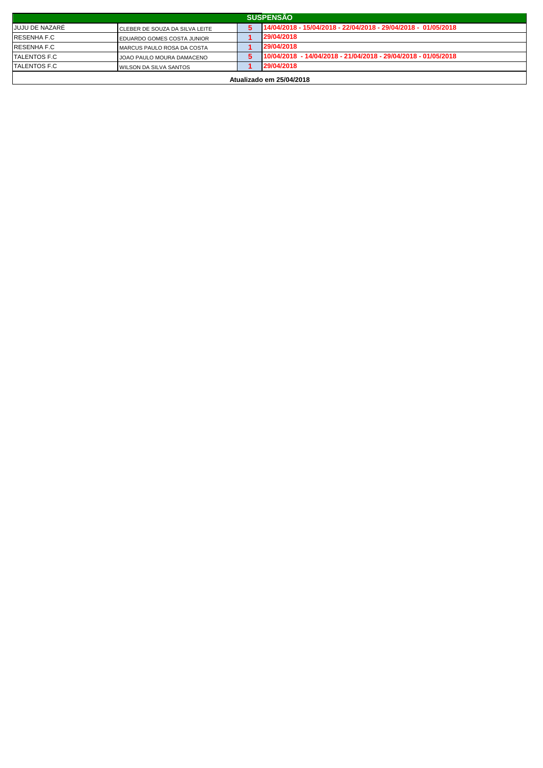| SUSPENSÃO | | | |
|---|---|---|---|
| JUJU DE NAZARÉ | CLEBER DE SOUZA DA SILVA LEITE | 5 | 14/04/2018 - 15/04/2018 - 22/04/2018 - 29/04/2018 - 01/05/2018 |
| RESENHA F.C | EDUARDO GOMES COSTA JUNIOR | 1 | 29/04/2018 |
| RESENHA F.C | MARCUS PAULO ROSA DA COSTA | 1 | 29/04/2018 |
| TALENTOS F.C | JOAO PAULO MOURA DAMACENO | 5 | 10/04/2018 - 14/04/2018 - 21/04/2018 - 29/04/2018 - 01/05/2018 |
| TALENTOS F.C | WILSON DA SILVA SANTOS | 1 | 29/04/2018 |

**Atualizado em 25/04/2018**